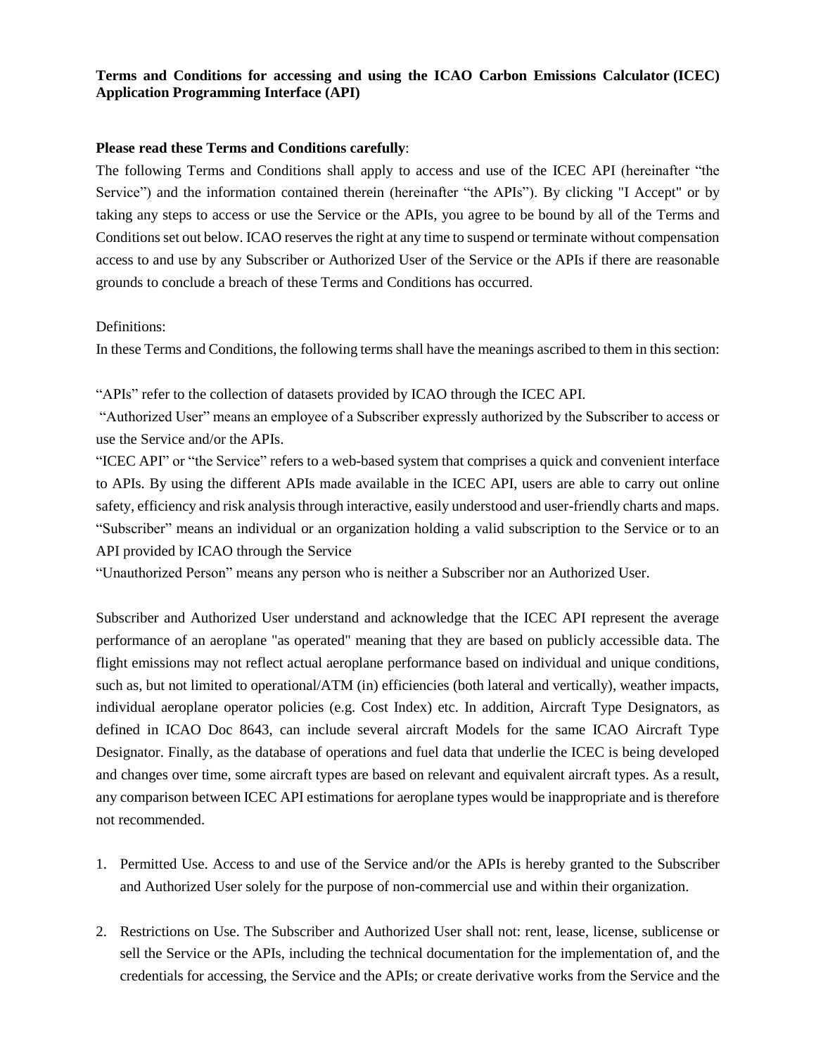**Terms and Conditions for accessing and using the ICAO Carbon Emissions Calculator (ICEC) Application Programming Interface (API)**

**Please read these Terms and Conditions carefully**:

The following Terms and Conditions shall apply to access and use of the ICEC API (hereinafter "the Service") and the information contained therein (hereinafter "the APIs"). By clicking "I Accept" or by taking any steps to access or use the Service or the APIs, you agree to be bound by all of the Terms and Conditions set out below. ICAO reserves the right at any time to suspend or terminate without compensation access to and use by any Subscriber or Authorized User of the Service or the APIs if there are reasonable grounds to conclude a breach of these Terms and Conditions has occurred.

Definitions:

In these Terms and Conditions, the following terms shall have the meanings ascribed to them in this section:

"APIs" refer to the collection of datasets provided by ICAO through the ICEC API.

"Authorized User" means an employee of a Subscriber expressly authorized by the Subscriber to access or use the Service and/or the APIs.

"ICEC API" or "the Service" refers to a web-based system that comprises a quick and convenient interface to APIs. By using the different APIs made available in the ICEC API, users are able to carry out online safety, efficiency and risk analysis through interactive, easily understood and user-friendly charts and maps.

"Subscriber" means an individual or an organization holding a valid subscription to the Service or to an API provided by ICAO through the Service

"Unauthorized Person" means any person who is neither a Subscriber nor an Authorized User.

Subscriber and Authorized User understand and acknowledge that the ICEC API represent the average performance of an aeroplane "as operated" meaning that they are based on publicly accessible data. The flight emissions may not reflect actual aeroplane performance based on individual and unique conditions, such as, but not limited to operational/ATM (in) efficiencies (both lateral and vertically), weather impacts, individual aeroplane operator policies (e.g. Cost Index) etc. In addition, Aircraft Type Designators, as defined in ICAO Doc 8643, can include several aircraft Models for the same ICAO Aircraft Type Designator. Finally, as the database of operations and fuel data that underlie the ICEC is being developed and changes over time, some aircraft types are based on relevant and equivalent aircraft types. As a result, any comparison between ICEC API estimations for aeroplane types would be inappropriate and is therefore not recommended.

1. Permitted Use. Access to and use of the Service and/or the APIs is hereby granted to the Subscriber and Authorized User solely for the purpose of non-commercial use and within their organization.

2. Restrictions on Use. The Subscriber and Authorized User shall not: rent, lease, license, sublicense or sell the Service or the APIs, including the technical documentation for the implementation of, and the credentials for accessing, the Service and the APIs; or create derivative works from the Service and the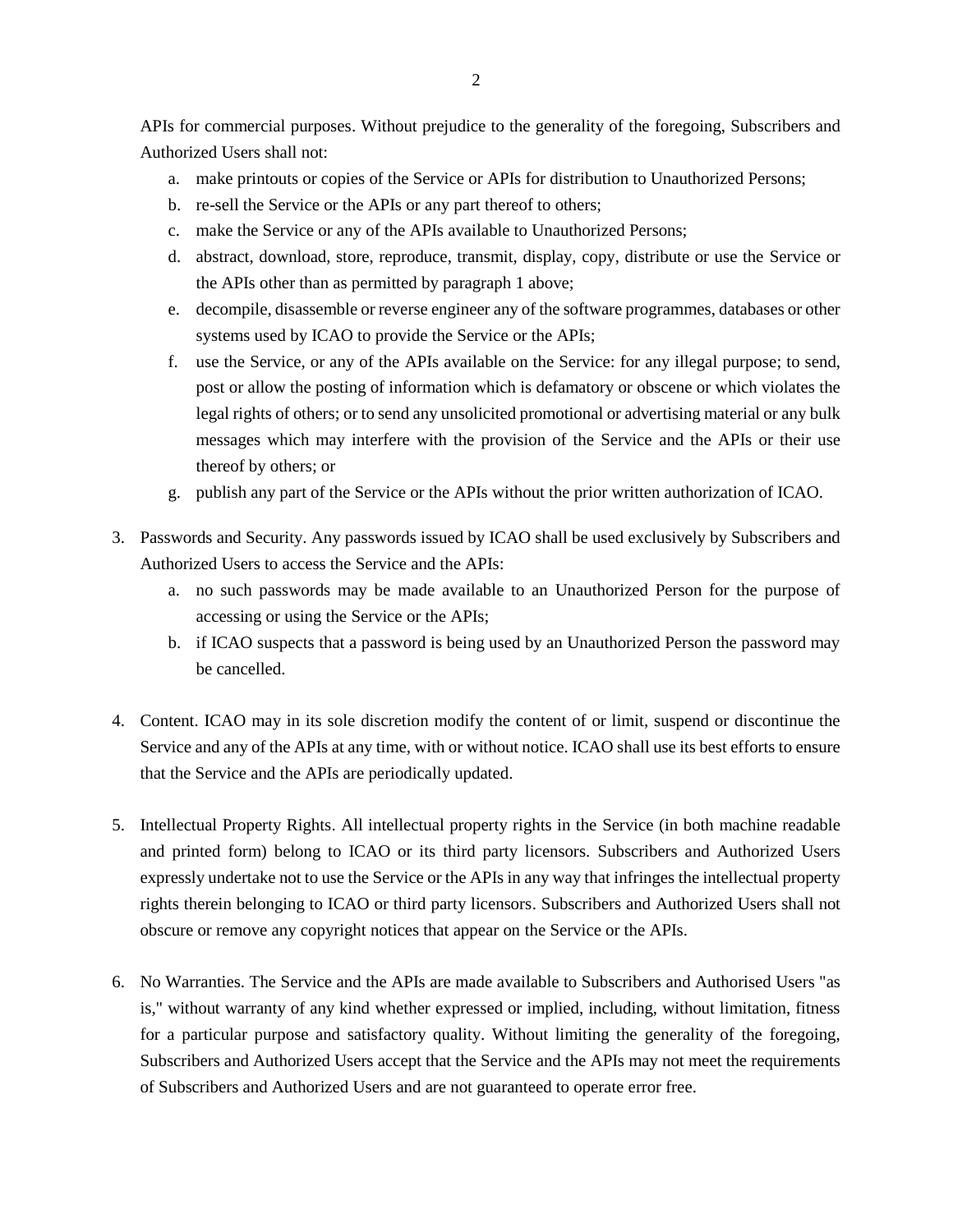APIs for commercial purposes. Without prejudice to the generality of the foregoing, Subscribers and Authorized Users shall not:

a. make printouts or copies of the Service or APIs for distribution to Unauthorized Persons;
b. re-sell the Service or the APIs or any part thereof to others;
c. make the Service or any of the APIs available to Unauthorized Persons;
d. abstract, download, store, reproduce, transmit, display, copy, distribute or use the Service or the APIs other than as permitted by paragraph 1 above;
e. decompile, disassemble or reverse engineer any of the software programmes, databases or other systems used by ICAO to provide the Service or the APIs;
f. use the Service, or any of the APIs available on the Service: for any illegal purpose; to send, post or allow the posting of information which is defamatory or obscene or which violates the legal rights of others; or to send any unsolicited promotional or advertising material or any bulk messages which may interfere with the provision of the Service and the APIs or their use thereof by others; or
g. publish any part of the Service or the APIs without the prior written authorization of ICAO.

3. Passwords and Security. Any passwords issued by ICAO shall be used exclusively by Subscribers and Authorized Users to access the Service and the APIs:
   a. no such passwords may be made available to an Unauthorized Person for the purpose of accessing or using the Service or the APIs;
   b. if ICAO suspects that a password is being used by an Unauthorized Person the password may be cancelled.

4. Content. ICAO may in its sole discretion modify the content of or limit, suspend or discontinue the Service and any of the APIs at any time, with or without notice. ICAO shall use its best efforts to ensure that the Service and the APIs are periodically updated.

5. Intellectual Property Rights. All intellectual property rights in the Service (in both machine readable and printed form) belong to ICAO or its third party licensors. Subscribers and Authorized Users expressly undertake not to use the Service or the APIs in any way that infringes the intellectual property rights therein belonging to ICAO or third party licensors. Subscribers and Authorized Users shall not obscure or remove any copyright notices that appear on the Service or the APIs.

6. No Warranties. The Service and the APIs are made available to Subscribers and Authorised Users "as is," without warranty of any kind whether expressed or implied, including, without limitation, fitness for a particular purpose and satisfactory quality. Without limiting the generality of the foregoing, Subscribers and Authorized Users accept that the Service and the APIs may not meet the requirements of Subscribers and Authorized Users and are not guaranteed to operate error free.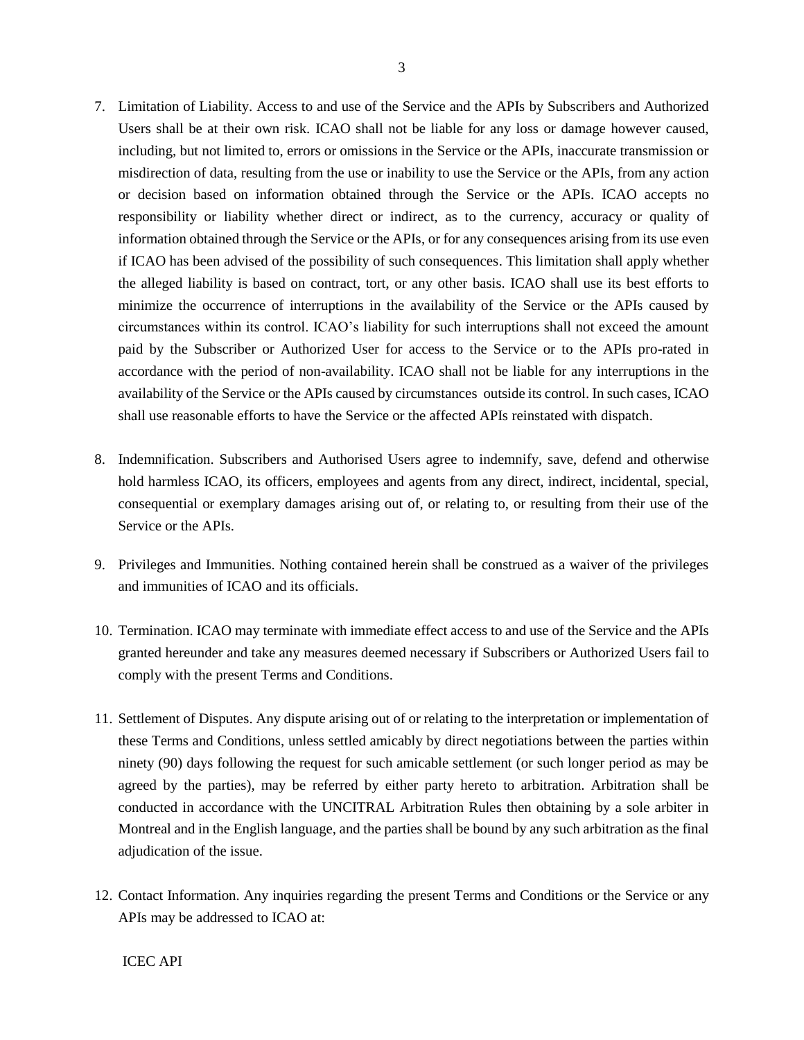7. Limitation of Liability. Access to and use of the Service and the APIs by Subscribers and Authorized Users shall be at their own risk. ICAO shall not be liable for any loss or damage however caused, including, but not limited to, errors or omissions in the Service or the APIs, inaccurate transmission or misdirection of data, resulting from the use or inability to use the Service or the APIs, from any action or decision based on information obtained through the Service or the APIs. ICAO accepts no responsibility or liability whether direct or indirect, as to the currency, accuracy or quality of information obtained through the Service or the APIs, or for any consequences arising from its use even if ICAO has been advised of the possibility of such consequences. This limitation shall apply whether the alleged liability is based on contract, tort, or any other basis. ICAO shall use its best efforts to minimize the occurrence of interruptions in the availability of the Service or the APIs caused by circumstances within its control. ICAO's liability for such interruptions shall not exceed the amount paid by the Subscriber or Authorized User for access to the Service or to the APIs pro-rated in accordance with the period of non-availability. ICAO shall not be liable for any interruptions in the availability of the Service or the APIs caused by circumstances outside its control. In such cases, ICAO shall use reasonable efforts to have the Service or the affected APIs reinstated with dispatch.

8. Indemnification. Subscribers and Authorised Users agree to indemnify, save, defend and otherwise hold harmless ICAO, its officers, employees and agents from any direct, indirect, incidental, special, consequential or exemplary damages arising out of, or relating to, or resulting from their use of the Service or the APIs.

9. Privileges and Immunities. Nothing contained herein shall be construed as a waiver of the privileges and immunities of ICAO and its officials.

10. Termination. ICAO may terminate with immediate effect access to and use of the Service and the APIs granted hereunder and take any measures deemed necessary if Subscribers or Authorized Users fail to comply with the present Terms and Conditions.

11. Settlement of Disputes. Any dispute arising out of or relating to the interpretation or implementation of these Terms and Conditions, unless settled amicably by direct negotiations between the parties within ninety (90) days following the request for such amicable settlement (or such longer period as may be agreed by the parties), may be referred by either party hereto to arbitration. Arbitration shall be conducted in accordance with the UNCITRAL Arbitration Rules then obtaining by a sole arbiter in Montreal and in the English language, and the parties shall be bound by any such arbitration as the final adjudication of the issue.

12. Contact Information. Any inquiries regarding the present Terms and Conditions or the Service or any APIs may be addressed to ICAO at:

    ICEC API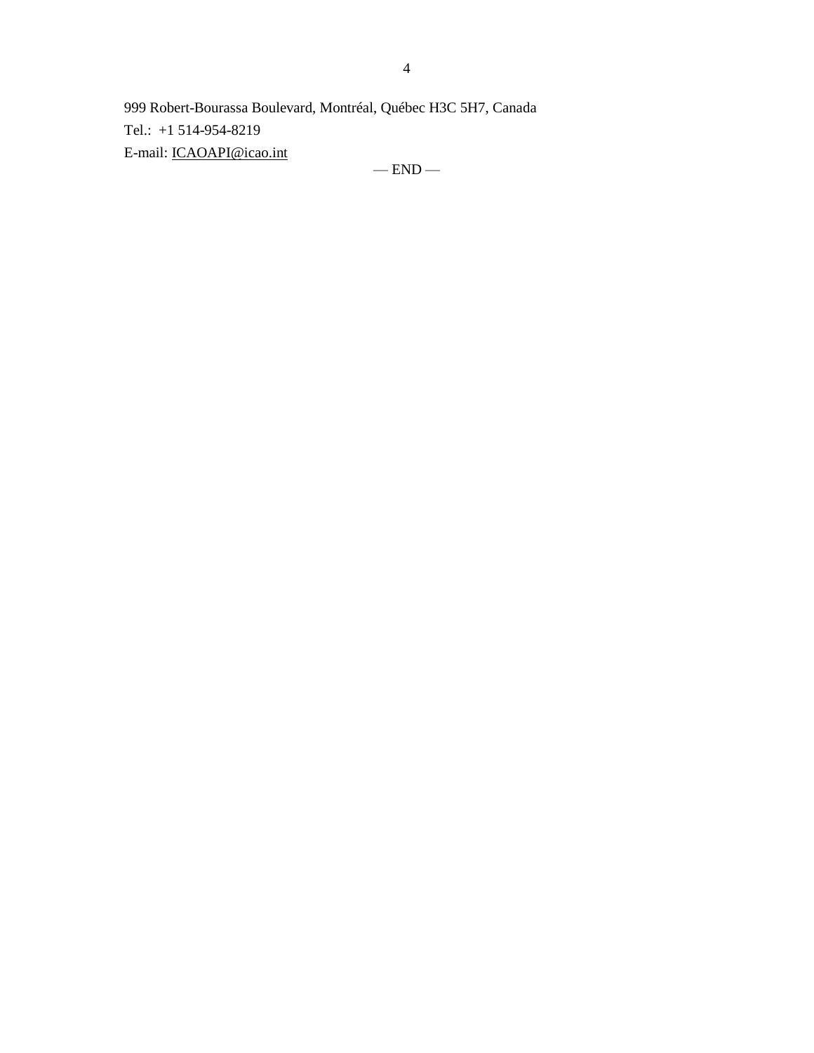999 Robert-Bourassa Boulevard, Montréal, Québec H3C 5H7, Canada
Tel.: +1 514-954-8219
E-mail: ICAOAPI@icao.int

— END —